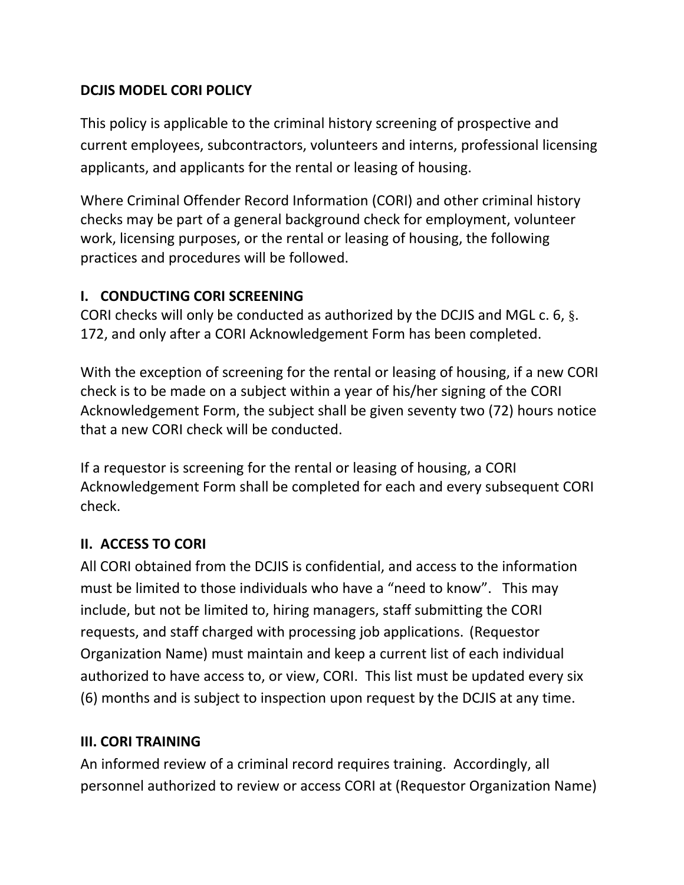# DCJIS MODEL CORI POLICY

This policy is applicable to the criminal history screening of prospective and current employees, subcontractors, volunteers and interns, professional licensing applicants, and applicants for the rental or leasing of housing.

Where Criminal Offender Record Information (CORI) and other criminal history checks may be part of a general background check for employment, volunteer work, licensing purposes, or the rental or leasing of housing, the following practices and procedures will be followed.

## I. CONDUCTING CORI SCREENING

CORI checks will only be conducted as authorized by the DCJIS and MGL c. 6, §. 172, and only after a CORI Acknowledgement Form has been completed.

With the exception of screening for the rental or leasing of housing, if a new CORI check is to be made on a subject within a year of his/her signing of the CORI Acknowledgement Form, the subject shall be given seventy two (72) hours notice that a new CORI check will be conducted.

If a requestor is screening for the rental or leasing of housing, a CORI Acknowledgement Form shall be completed for each and every subsequent CORI check.

## II. ACCESS TO CORI

All CORI obtained from the DCJIS is confidential, and access to the information must be limited to those individuals who have a "need to know". This may include, but not be limited to, hiring managers, staff submitting the CORI requests, and staff charged with processing job applications. (Requestor Organization Name) must maintain and keep a current list of each individual authorized to have access to, or view, CORI. This list must be updated every six (6) months and is subject to inspection upon request by the DCJIS at any time.

## III. CORI TRAINING

An informed review of a criminal record requires training. Accordingly, all personnel authorized to review or access CORI at (Requestor Organization Name)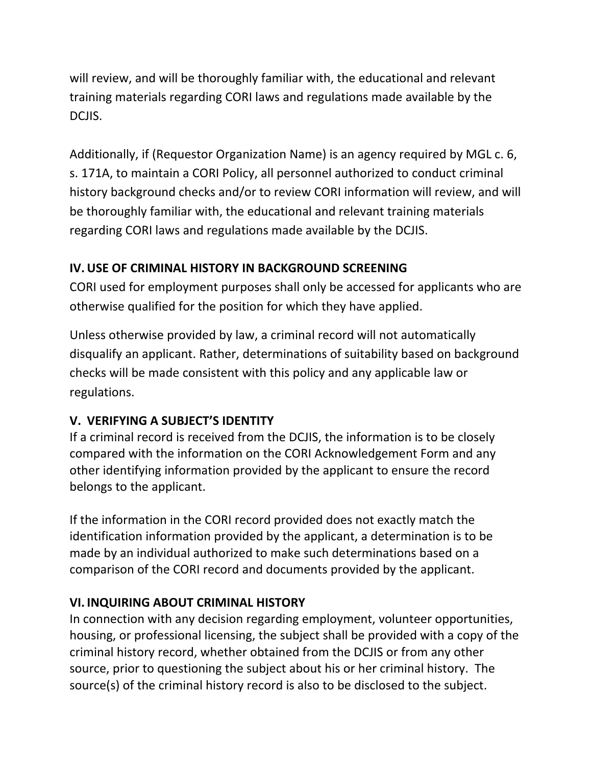will review, and will be thoroughly familiar with, the educational and relevant training materials regarding CORI laws and regulations made available by the DCJIS.

Additionally, if (Requestor Organization Name) is an agency required by MGL c. 6, s. 171A, to maintain a CORI Policy, all personnel authorized to conduct criminal history background checks and/or to review CORI information will review, and will be thoroughly familiar with, the educational and relevant training materials regarding CORI laws and regulations made available by the DCJIS.

## IV. USE OF CRIMINAL HISTORY IN BACKGROUND SCREENING

CORI used for employment purposes shall only be accessed for applicants who are otherwise qualified for the position for which they have applied.

Unless otherwise provided by law, a criminal record will not automatically disqualify an applicant. Rather, determinations of suitability based on background checks will be made consistent with this policy and any applicable law or regulations.

## V. VERIFYING A SUBJECT'S IDENTITY

If a criminal record is received from the DCJIS, the information is to be closely compared with the information on the CORI Acknowledgement Form and any other identifying information provided by the applicant to ensure the record belongs to the applicant.

If the information in the CORI record provided does not exactly match the identification information provided by the applicant, a determination is to be made by an individual authorized to make such determinations based on a comparison of the CORI record and documents provided by the applicant.

## VI. INQUIRING ABOUT CRIMINAL HISTORY

In connection with any decision regarding employment, volunteer opportunities, housing, or professional licensing, the subject shall be provided with a copy of the criminal history record, whether obtained from the DCJIS or from any other source, prior to questioning the subject about his or her criminal history. The source(s) of the criminal history record is also to be disclosed to the subject.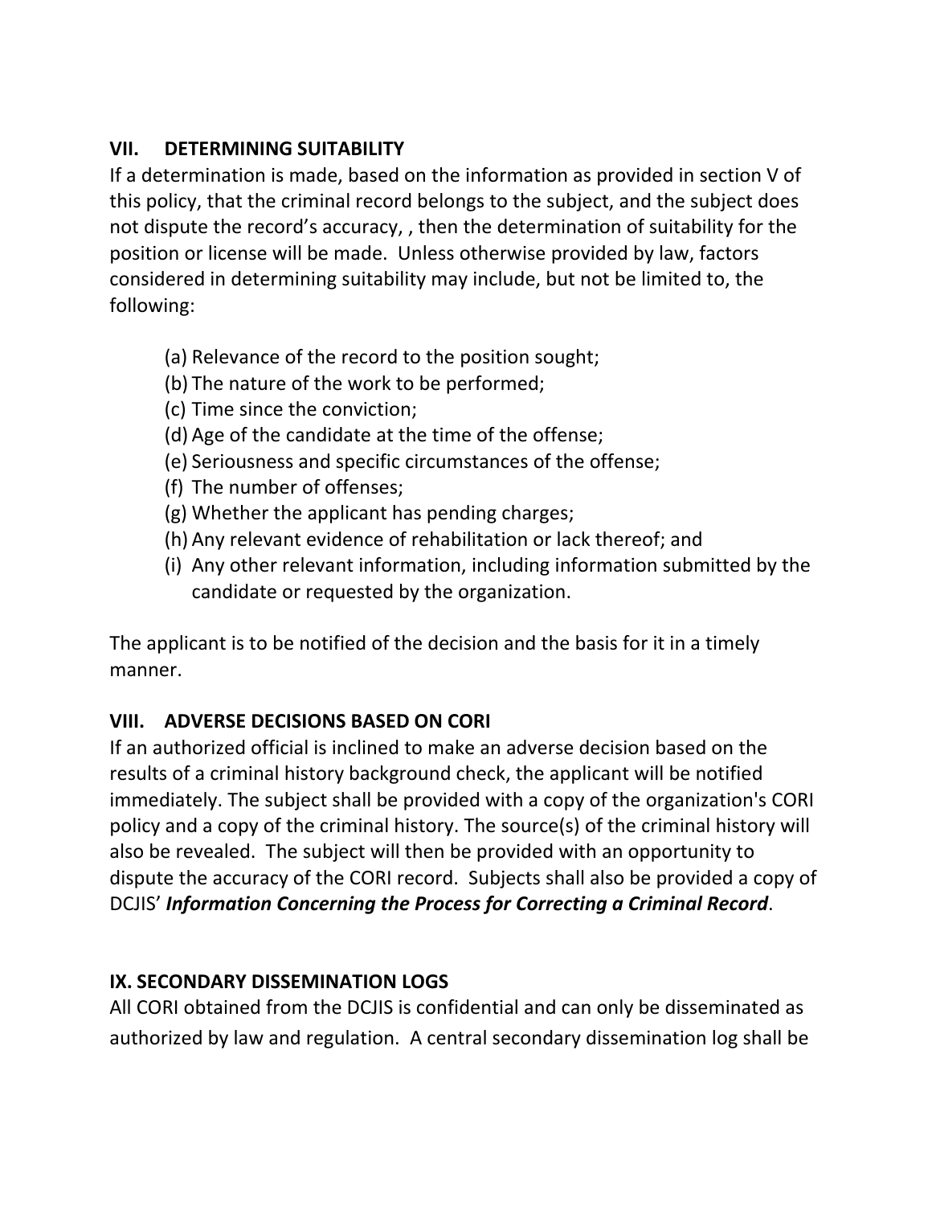## VII. DETERMINING SUITABILITY

If a determination is made, based on the information as provided in section V of this policy, that the criminal record belongs to the subject, and the subject does not dispute the record's accuracy, , then the determination of suitability for the position or license will be made. Unless otherwise provided by law, factors considered in determining suitability may include, but not be limited to, the following:

(a) Relevance of the record to the position sought;
(b) The nature of the work to be performed;
(c) Time since the conviction;
(d) Age of the candidate at the time of the offense;
(e) Seriousness and specific circumstances of the offense;
(f) The number of offenses;
(g) Whether the applicant has pending charges;
(h) Any relevant evidence of rehabilitation or lack thereof; and
(i) Any other relevant information, including information submitted by the candidate or requested by the organization.

The applicant is to be notified of the decision and the basis for it in a timely manner.

## VIII. ADVERSE DECISIONS BASED ON CORI

If an authorized official is inclined to make an adverse decision based on the results of a criminal history background check, the applicant will be notified immediately. The subject shall be provided with a copy of the organization's CORI policy and a copy of the criminal history. The source(s) of the criminal history will also be revealed. The subject will then be provided with an opportunity to dispute the accuracy of the CORI record. Subjects shall also be provided a copy of DCJIS' ***Information Concerning the Process for Correcting a Criminal Record***.

## IX. SECONDARY DISSEMINATION LOGS

All CORI obtained from the DCJIS is confidential and can only be disseminated as authorized by law and regulation. A central secondary dissemination log shall be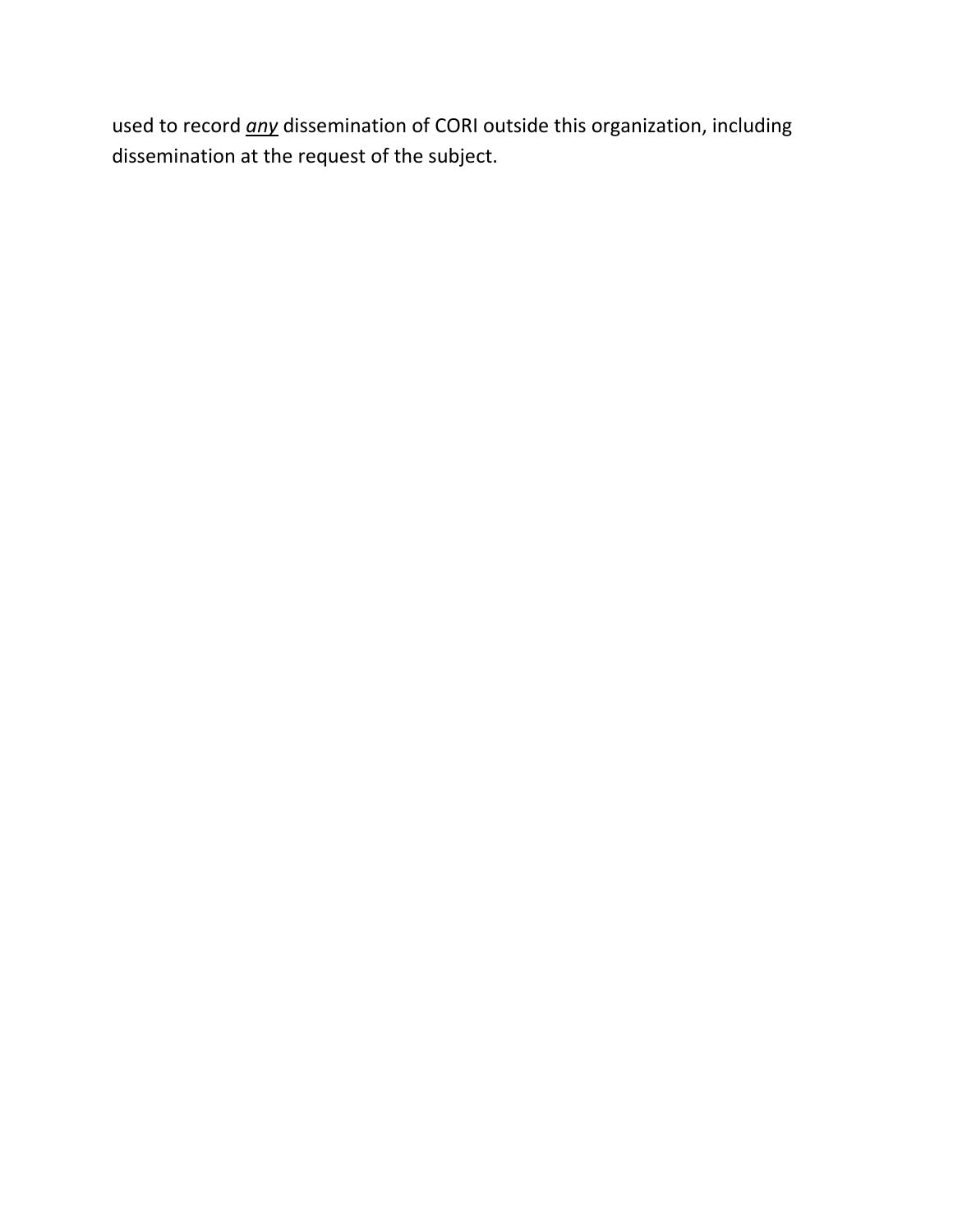used to record *any* dissemination of CORI outside this organization, including dissemination at the request of the subject.